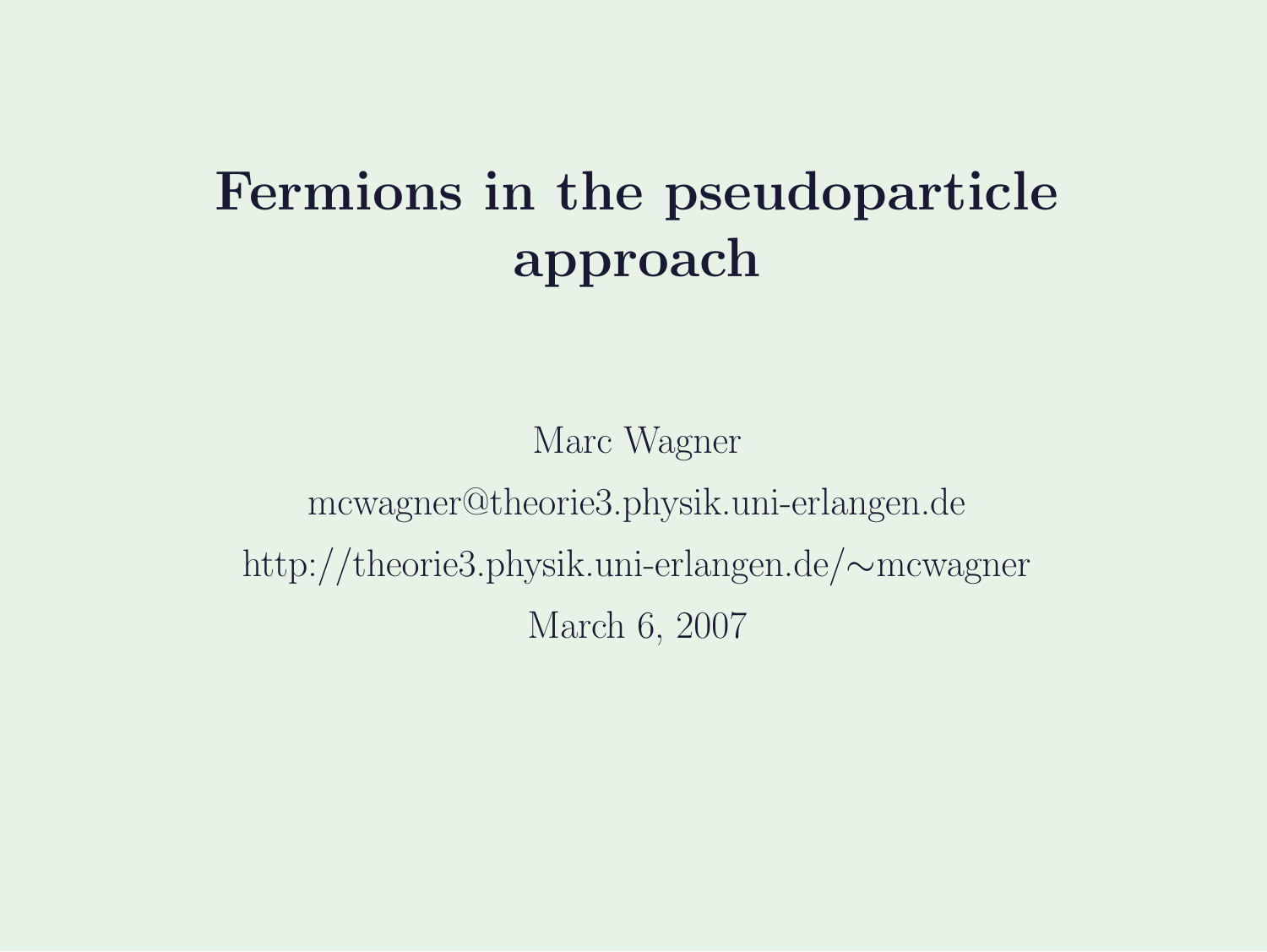# Fermions in the pseudoparticle approach

Marc Wagner

mcwagner@theorie3.physik.uni-erlangen.de

http://theorie3.physik.uni-erlangen.de/∼mcwagner

March 6, 2007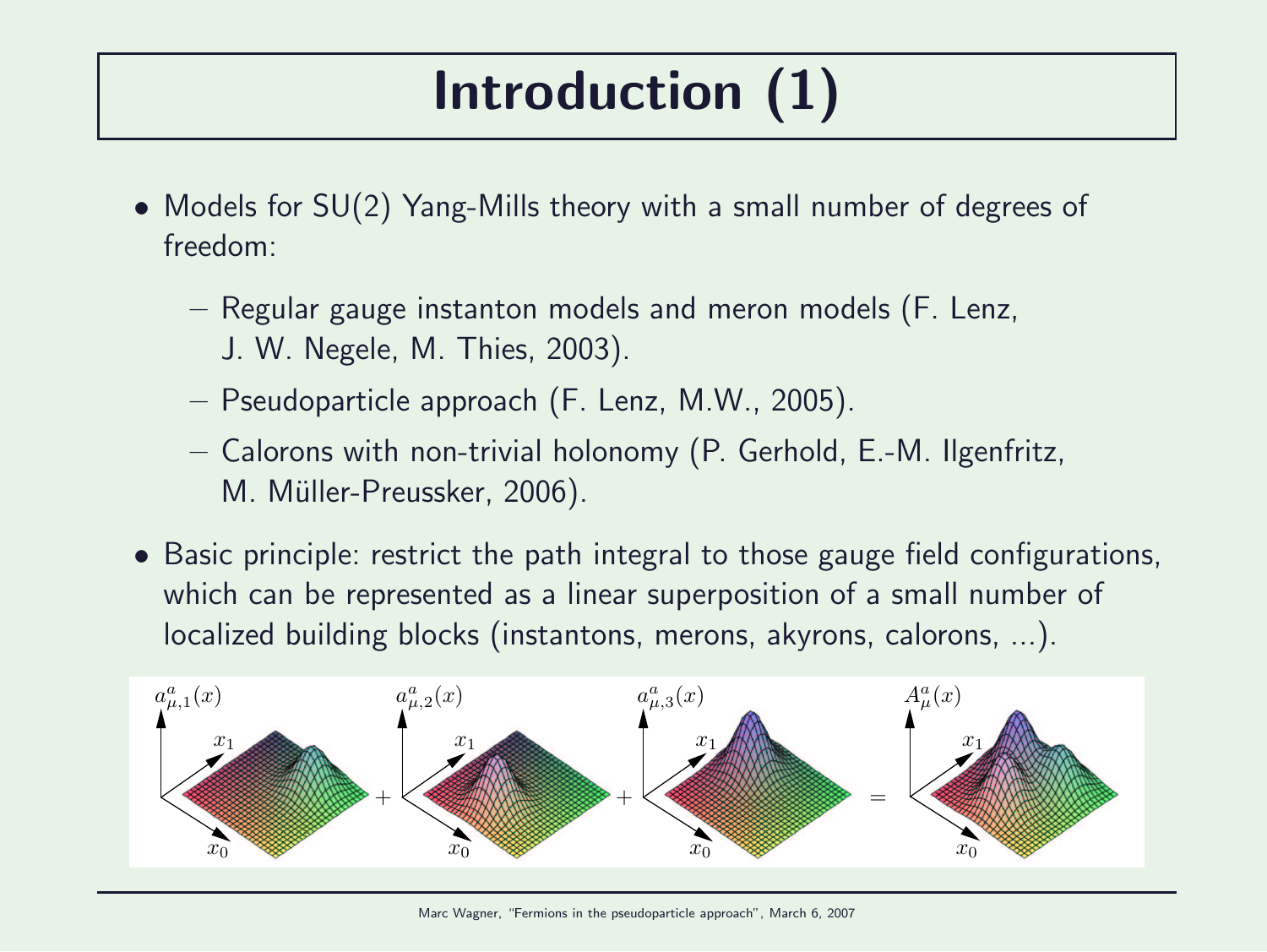# Introduction (1)

- Models for SU(2) Yang-Mills theory with a small number of degrees of freedom:
  - Regular gauge instanton models and meron models (F. Lenz, J. W. Negele, M. Thies, 2003).
  - Pseudoparticle approach (F. Lenz, M.W., 2005).
  - Calorons with non-trivial holonomy (P. Gerhold, E.-M. Ilgenfritz, M. Müller-Preussker, 2006).
- Basic principle: restrict the path integral to those gauge field configurations, which can be represented as a linear superposition of a small number of localized building blocks (instantons, merons, akyrons, calorons, ...).

$$a^a_{\mu,1}(x) + a^a_{\mu,2}(x) + a^a_{\mu,3}(x) = A^a_\mu(x)$$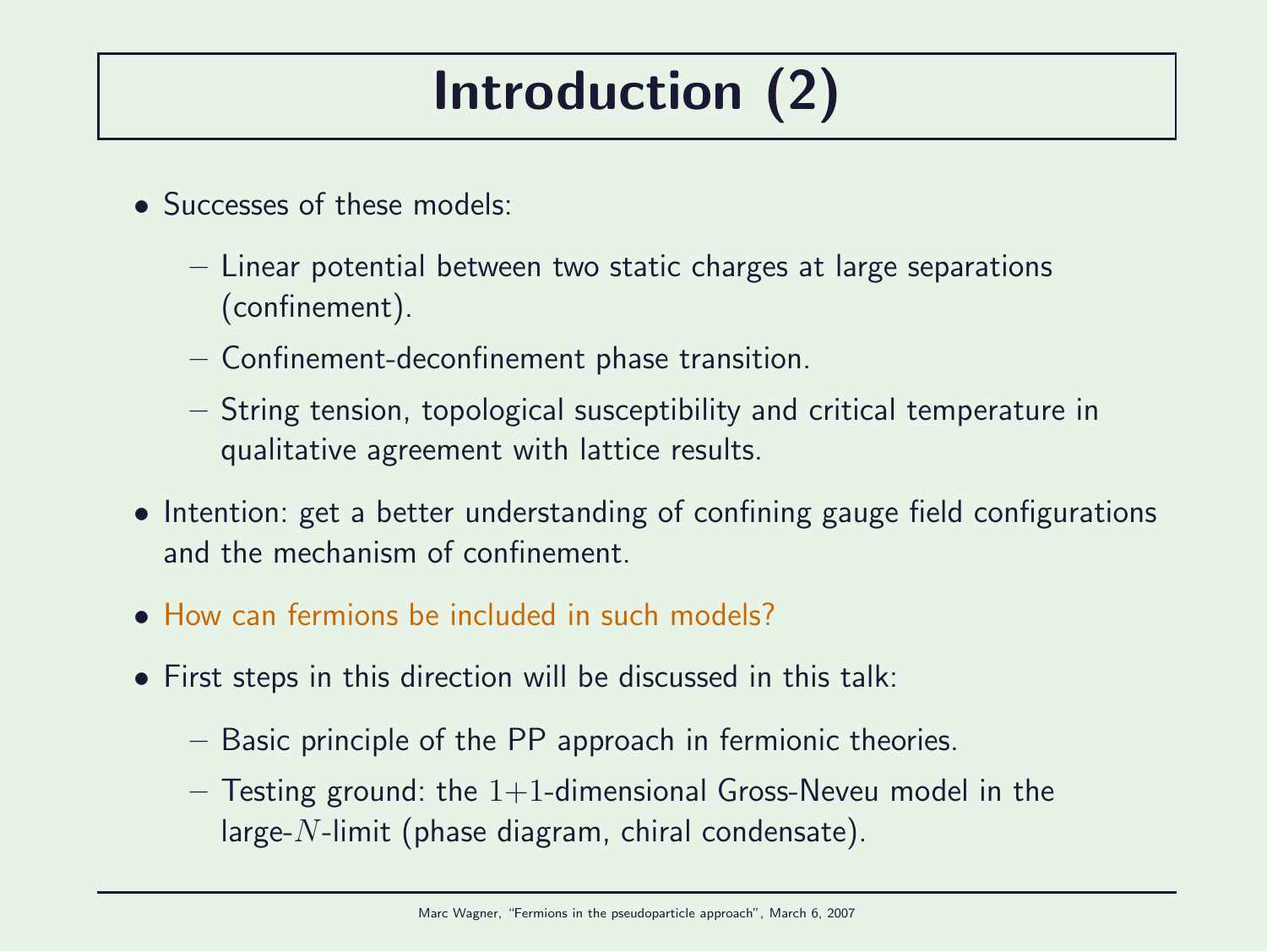# Introduction (2)

- Successes of these models:
  - Linear potential between two static charges at large separations (confinement).
  - Confinement-deconfinement phase transition.
  - String tension, topological susceptibility and critical temperature in qualitative agreement with lattice results.
- Intention: get a better understanding of confining gauge field configurations and the mechanism of confinement.
- How can fermions be included in such models?
- First steps in this direction will be discussed in this talk:
  - Basic principle of the PP approach in fermionic theories.
  - Testing ground: the $1+1$-dimensional Gross-Neveu model in the large-$N$-limit (phase diagram, chiral condensate).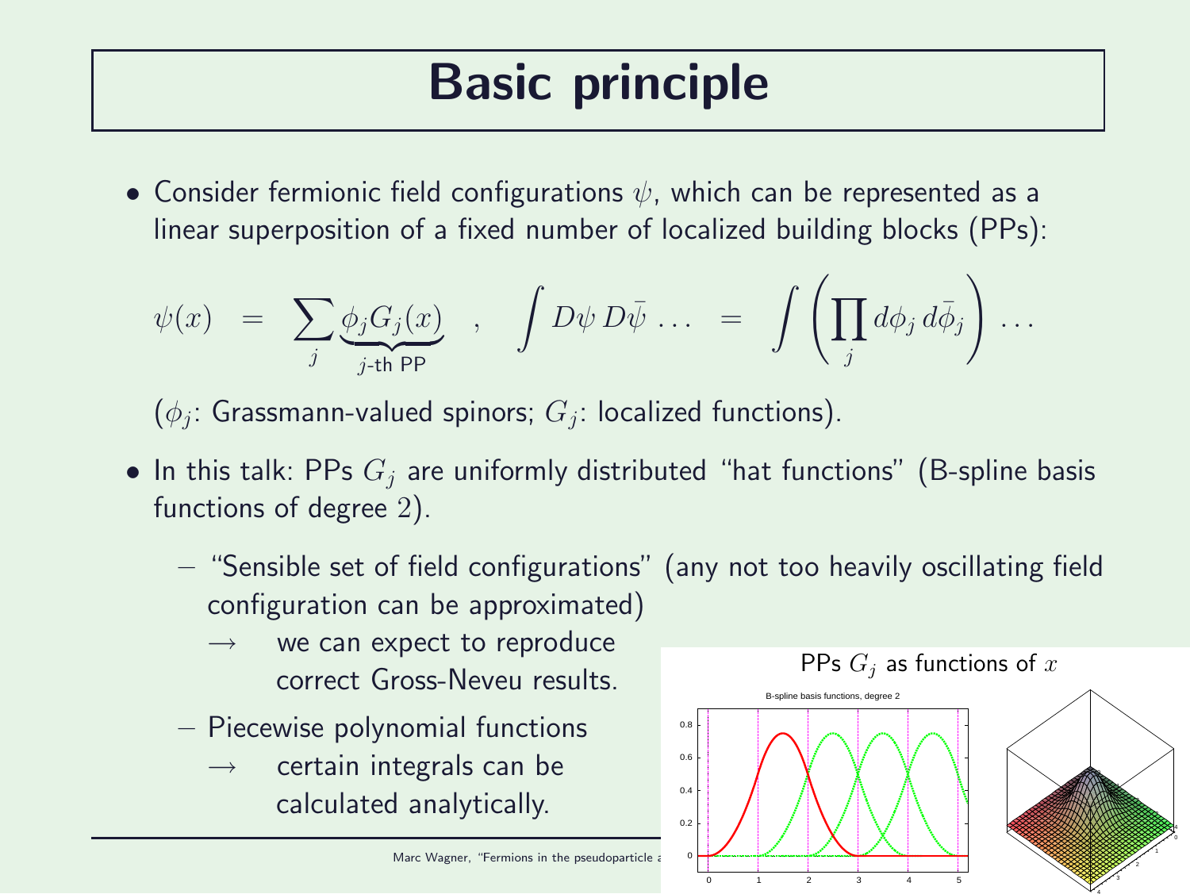# Basic principle

- Consider fermionic field configurations $\psi$, which can be represented as a linear superposition of a fixed number of localized building blocks (PPs):

$$\psi(x) \;=\; \sum_j \underbrace{\phi_j G_j(x)}_{j\text{-th PP}} \quad , \quad \int D\psi \, D\bar{\psi} \, \ldots \;=\; \int \left( \prod_j d\phi_j \, d\bar{\phi}_j \right) \ldots$$

  ($\phi_j$: Grassmann-valued spinors; $G_j$: localized functions).

- In this talk: PPs $G_j$ are uniformly distributed "hat functions" (B-spline basis functions of degree $2$).
  - "Sensible set of field configurations" (any not too heavily oscillating field configuration can be approximated)
    - $\rightarrow$ we can expect to reproduce correct Gross-Neveu results.
  - Piecewise polynomial functions
    - $\rightarrow$ certain integrals can be calculated analytically.

PPs $G_j$ as functions of $x$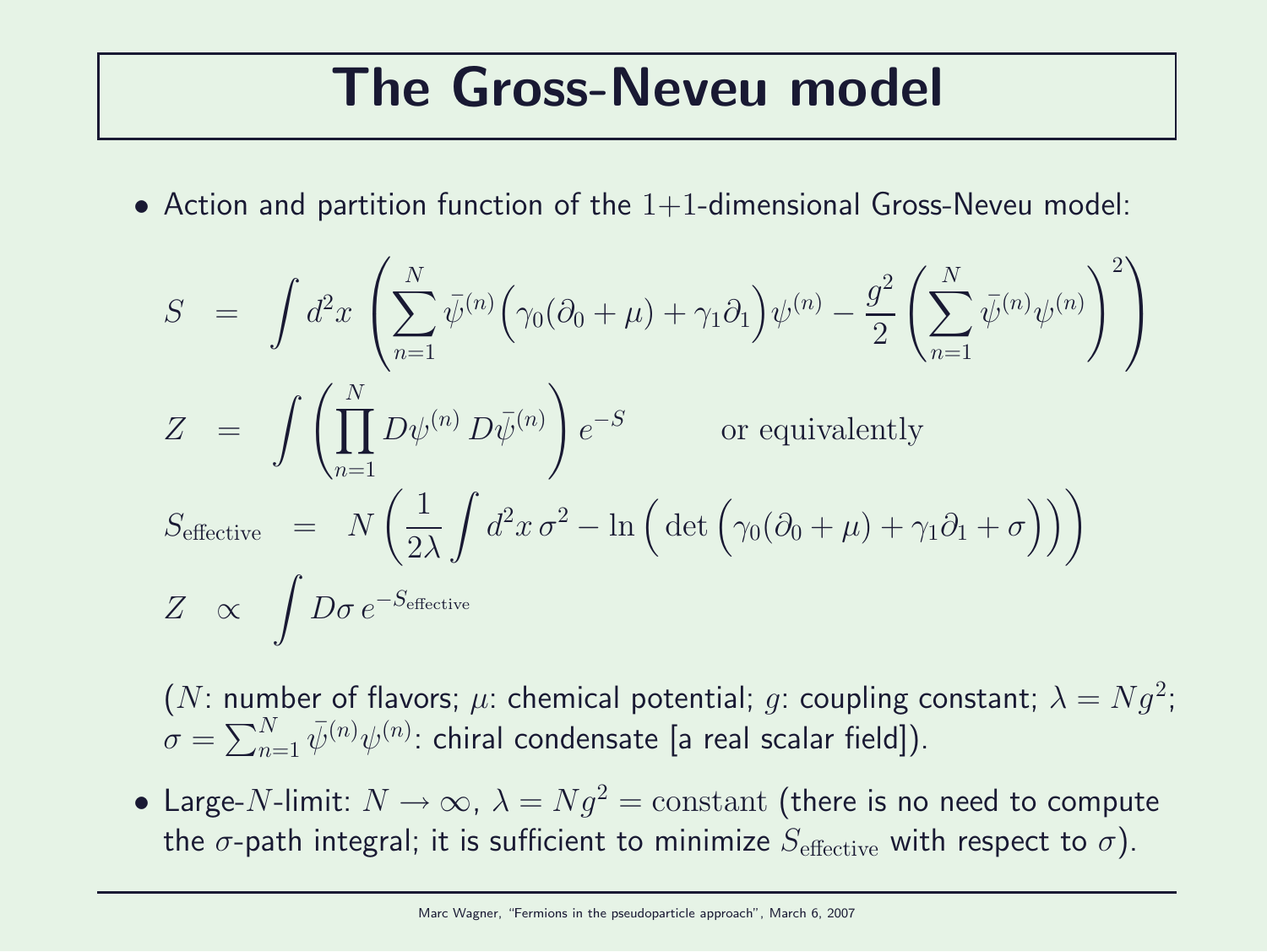# The Gross-Neveu model

- Action and partition function of the $1+1$-dimensional Gross-Neveu model:

$$S = \int d^2x \left( \sum_{n=1}^{N} \bar{\psi}^{(n)} \Big( \gamma_0(\partial_0 + \mu) + \gamma_1 \partial_1 \Big) \psi^{(n)} - \frac{g^2}{2} \left( \sum_{n=1}^{N} \bar{\psi}^{(n)} \psi^{(n)} \right)^2 \right)$$

$$Z = \int \left( \prod_{n=1}^{N} D\psi^{(n)} \, D\bar{\psi}^{(n)} \right) e^{-S} \qquad \text{or equivalently}$$

$$S_{\text{effective}} = N \left( \frac{1}{2\lambda} \int d^2x \, \sigma^2 - \ln \Big( \det \Big( \gamma_0(\partial_0 + \mu) + \gamma_1 \partial_1 + \sigma \Big) \Big) \right)$$

$$Z \propto \int D\sigma \, e^{-S_{\text{effective}}}$$

  ($N$: number of flavors; $\mu$: chemical potential; $g$: coupling constant; $\lambda = Ng^2$; $\sigma = \sum_{n=1}^{N} \bar{\psi}^{(n)} \psi^{(n)}$: chiral condensate [a real scalar field]).

- Large-$N$-limit: $N \rightarrow \infty$, $\lambda = Ng^2 = \text{constant}$ (there is no need to compute the $\sigma$-path integral; it is sufficient to minimize $S_{\text{effective}}$ with respect to $\sigma$).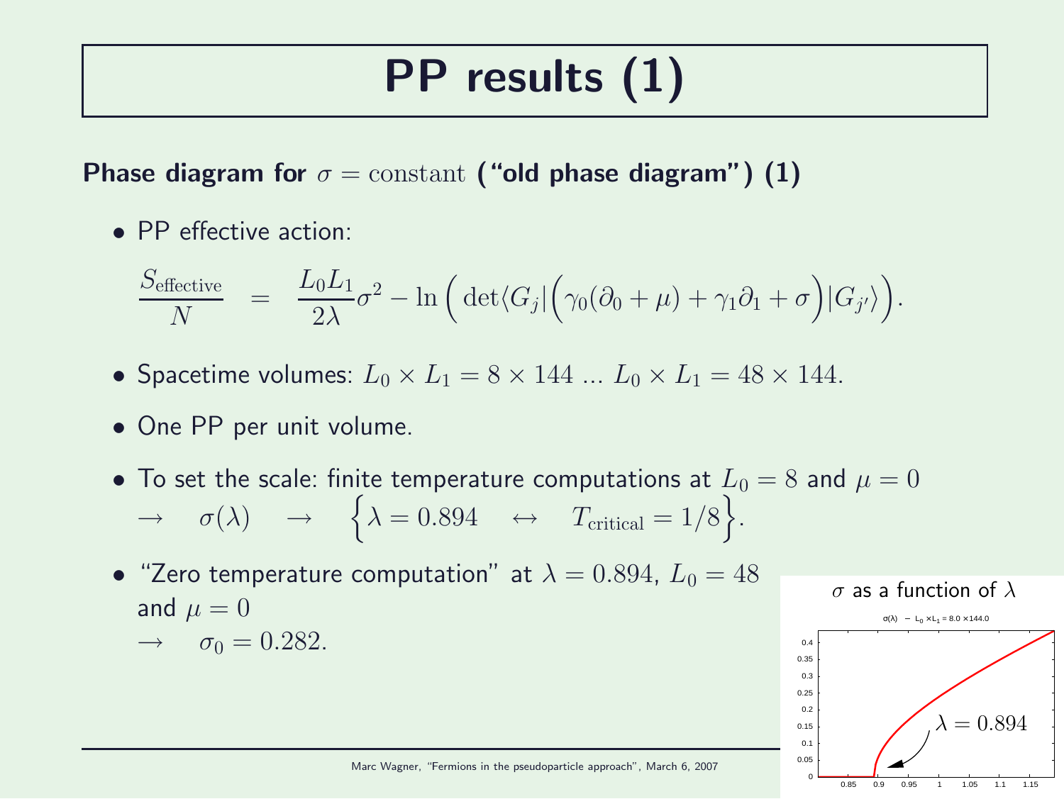# PP results (1)

**Phase diagram for $\sigma = \mathrm{constant}$ ("old phase diagram") (1)**

- PP effective action:

$$\frac{S_{\mathrm{effective}}}{N} = \frac{L_0 L_1}{2\lambda}\sigma^2 - \ln\Big(\det\langle G_j|\Big(\gamma_0(\partial_0 + \mu) + \gamma_1\partial_1 + \sigma\Big)|G_{j'}\rangle\Big).$$

- Spacetime volumes: $L_0 \times L_1 = 8 \times 144$ ... $L_0 \times L_1 = 48 \times 144$.
- One PP per unit volume.
- To set the scale: finite temperature computations at $L_0 = 8$ and $\mu = 0$ $\rightarrow \quad \sigma(\lambda) \quad \rightarrow \quad \Big\{\lambda = 0.894 \quad \leftrightarrow \quad T_{\mathrm{critical}} = 1/8\Big\}$.
- "Zero temperature computation" at $\lambda = 0.894$, $L_0 = 48$ and $\mu = 0$ $\rightarrow \quad \sigma_0 = 0.282$.

$\sigma$ as a function of $\lambda$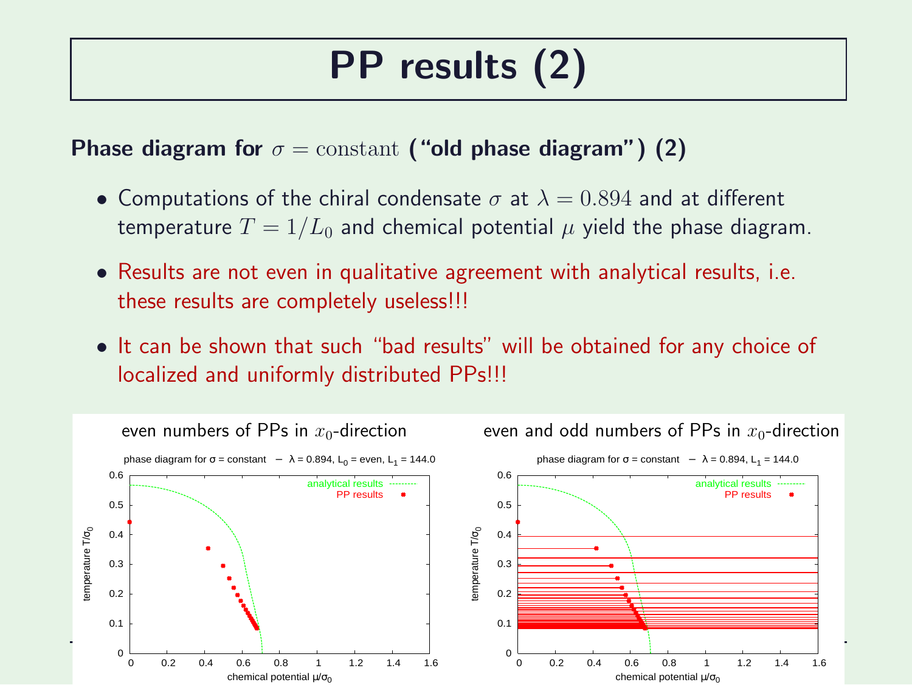# PP results (2)

**Phase diagram for $\sigma = \text{constant}$ ("old phase diagram") (2)**

- Computations of the chiral condensate $\sigma$ at $\lambda = 0.894$ and at different temperature $T = 1/L_0$ and chemical potential $\mu$ yield the phase diagram.
- Results are not even in qualitative agreement with analytical results, i.e. these results are completely useless!!!
- It can be shown that such "bad results" will be obtained for any choice of localized and uniformly distributed PPs!!!

even numbers of PPs in $x_0$-direction

even and odd numbers of PPs in $x_0$-direction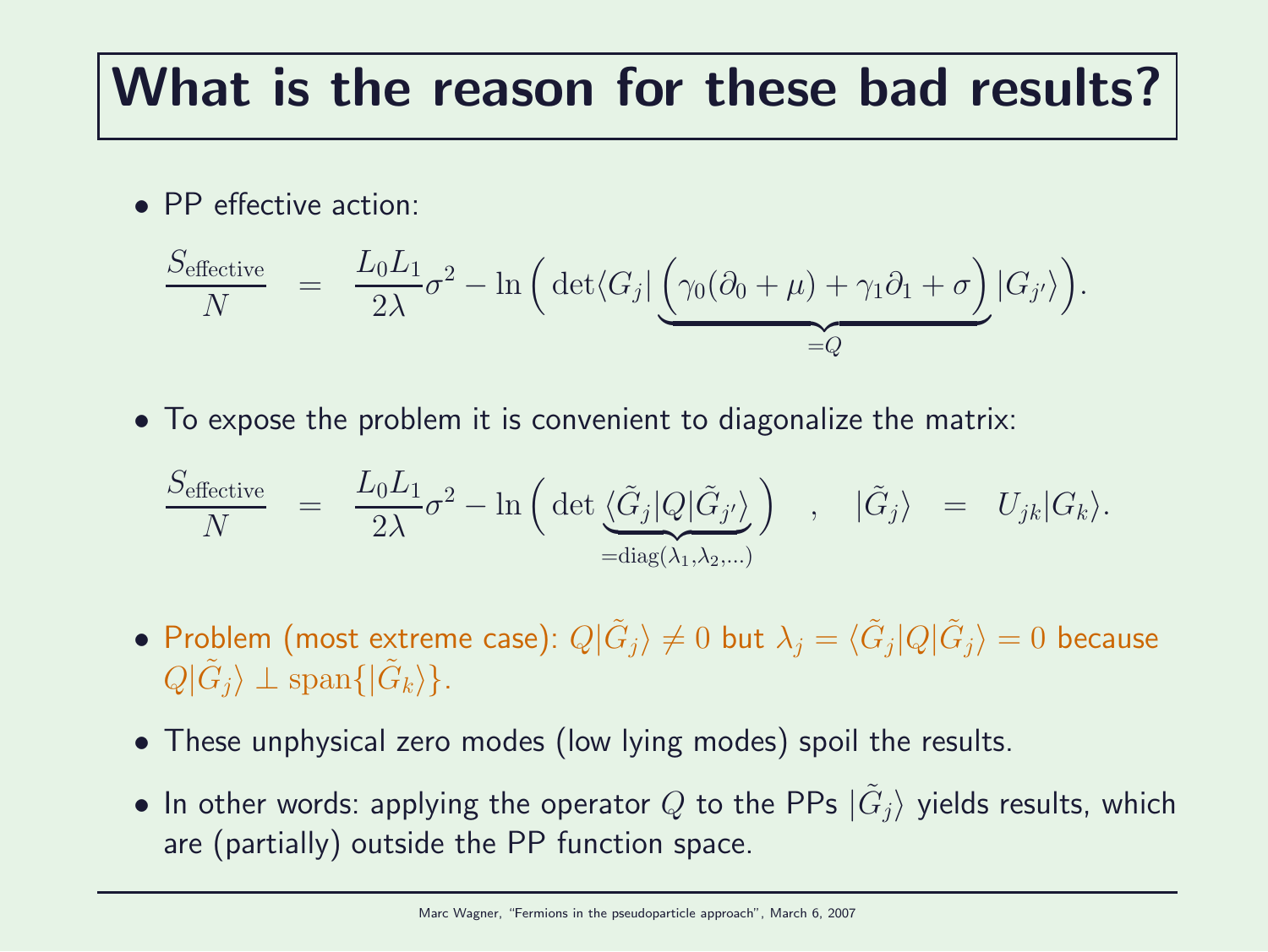# What is the reason for these bad results?

- PP effective action:

$$\frac{S_{\text{effective}}}{N} = \frac{L_0 L_1}{2\lambda}\sigma^2 - \ln\Big(\det\langle G_j|\underbrace{\Big(\gamma_0(\partial_0+\mu)+\gamma_1\partial_1+\sigma\Big)}_{=Q}|G_{j'}\rangle\Big).$$

- To expose the problem it is convenient to diagonalize the matrix:

$$\frac{S_{\text{effective}}}{N} = \frac{L_0 L_1}{2\lambda}\sigma^2 - \ln\Big(\det\underbrace{\langle\tilde{G}_j|Q|\tilde{G}_{j'}\rangle}_{=\text{diag}(\lambda_1,\lambda_2,\ldots)}\Big) \quad , \quad |\tilde{G}_j\rangle = U_{jk}|G_k\rangle.$$

- Problem (most extreme case): $Q|\tilde{G}_j\rangle \neq 0$ but $\lambda_j = \langle\tilde{G}_j|Q|\tilde{G}_j\rangle = 0$ because $Q|\tilde{G}_j\rangle \perp \text{span}\{|\tilde{G}_k\rangle\}$.

- These unphysical zero modes (low lying modes) spoil the results.

- In other words: applying the operator $Q$ to the PPs $|\tilde{G}_j\rangle$ yields results, which are (partially) outside the PP function space.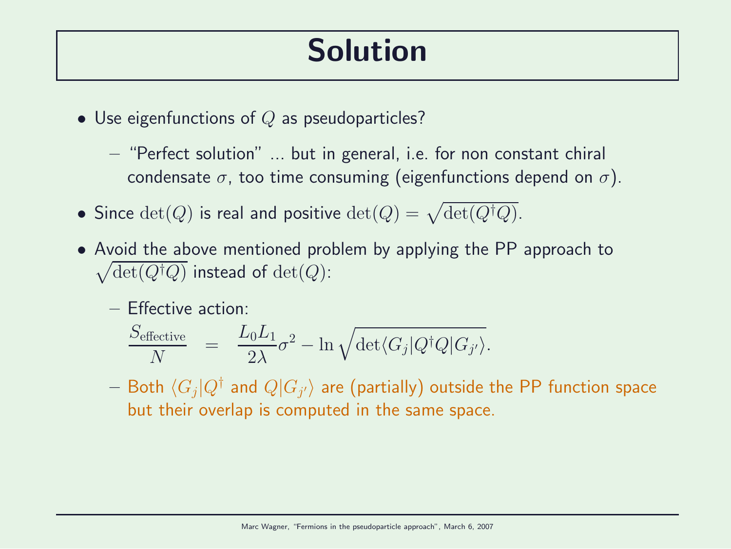# Solution

- Use eigenfunctions of $Q$ as pseudoparticles?
  - "Perfect solution" ... but in general, i.e. for non constant chiral condensate $\sigma$, too time consuming (eigenfunctions depend on $\sigma$).
- Since $\det(Q)$ is real and positive $\det(Q) = \sqrt{\det(Q^\dagger Q)}$.
- Avoid the above mentioned problem by applying the PP approach to $\sqrt{\det(Q^\dagger Q)}$ instead of $\det(Q)$:
  - Effective action:

$$\frac{S_{\text{effective}}}{N} = \frac{L_0 L_1}{2\lambda}\sigma^2 - \ln\sqrt{\det\langle G_j|Q^\dagger Q|G_{j'}\rangle}.$$

  - Both $\langle G_j|Q^\dagger$ and $Q|G_{j'}\rangle$ are (partially) outside the PP function space but their overlap is computed in the same space.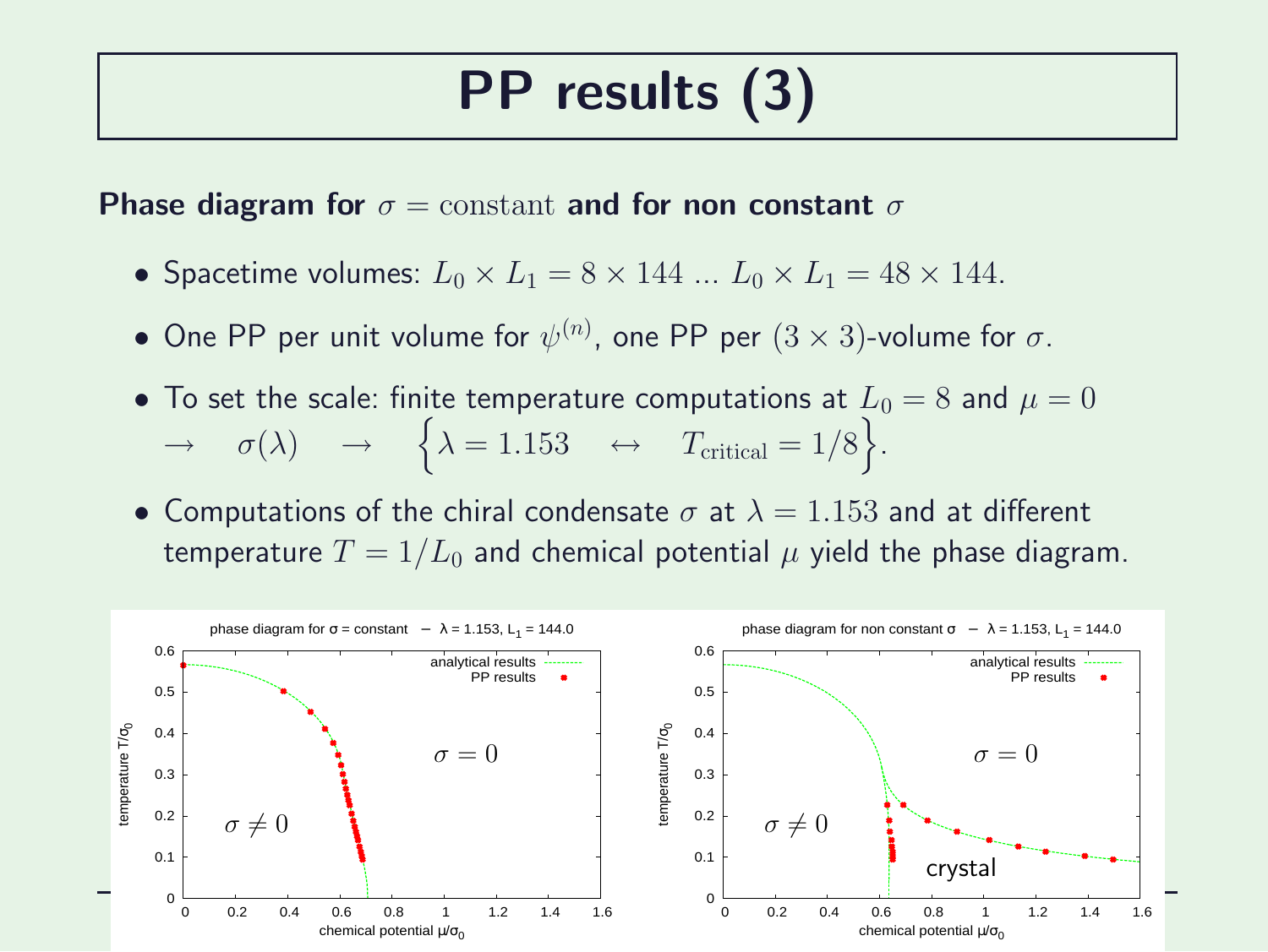# PP results (3)

**Phase diagram for** $\sigma = \text{constant}$ **and for non constant** $\sigma$

- Spacetime volumes: $L_0 \times L_1 = 8 \times 144$ ... $L_0 \times L_1 = 48 \times 144$.
- One PP per unit volume for $\psi^{(n)}$, one PP per $(3 \times 3)$-volume for $\sigma$.
- To set the scale: finite temperature computations at $L_0 = 8$ and $\mu = 0$ $\rightarrow \quad \sigma(\lambda) \quad \rightarrow \quad \Big\{\lambda = 1.153 \quad \leftrightarrow \quad T_{\text{critical}} = 1/8\Big\}$.
- Computations of the chiral condensate $\sigma$ at $\lambda = 1.153$ and at different temperature $T = 1/L_0$ and chemical potential $\mu$ yield the phase diagram.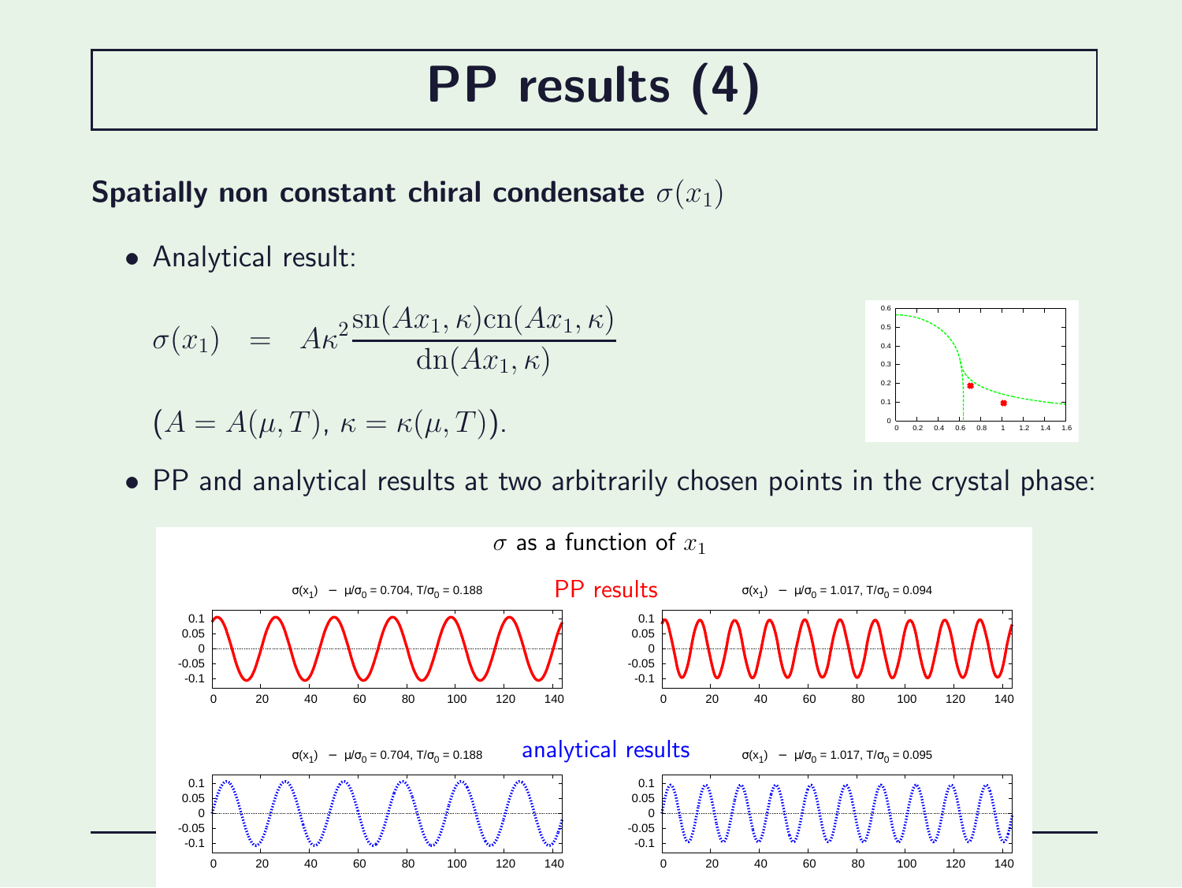# PP results (4)

**Spatially non constant chiral condensate** $\sigma(x_1)$

- Analytical result:

$$\sigma(x_1) = A\kappa^2 \frac{\mathrm{sn}(Ax_1,\kappa)\mathrm{cn}(Ax_1,\kappa)}{\mathrm{dn}(Ax_1,\kappa)}$$

$(A = A(\mu, T),\ \kappa = \kappa(\mu, T))$.

- PP and analytical results at two arbitrarily chosen points in the crystal phase:

$\sigma$ as a function of $x_1$

PP results

$\sigma(x_1)$ – $\mu/\sigma_0 = 0.704$, $T/\sigma_0 = 0.188$

$\sigma(x_1)$ – $\mu/\sigma_0 = 1.017$, $T/\sigma_0 = 0.094$

analytical results

$\sigma(x_1)$ – $\mu/\sigma_0 = 0.704$, $T/\sigma_0 = 0.188$

$\sigma(x_1)$ – $\mu/\sigma_0 = 1.017$, $T/\sigma_0 = 0.095$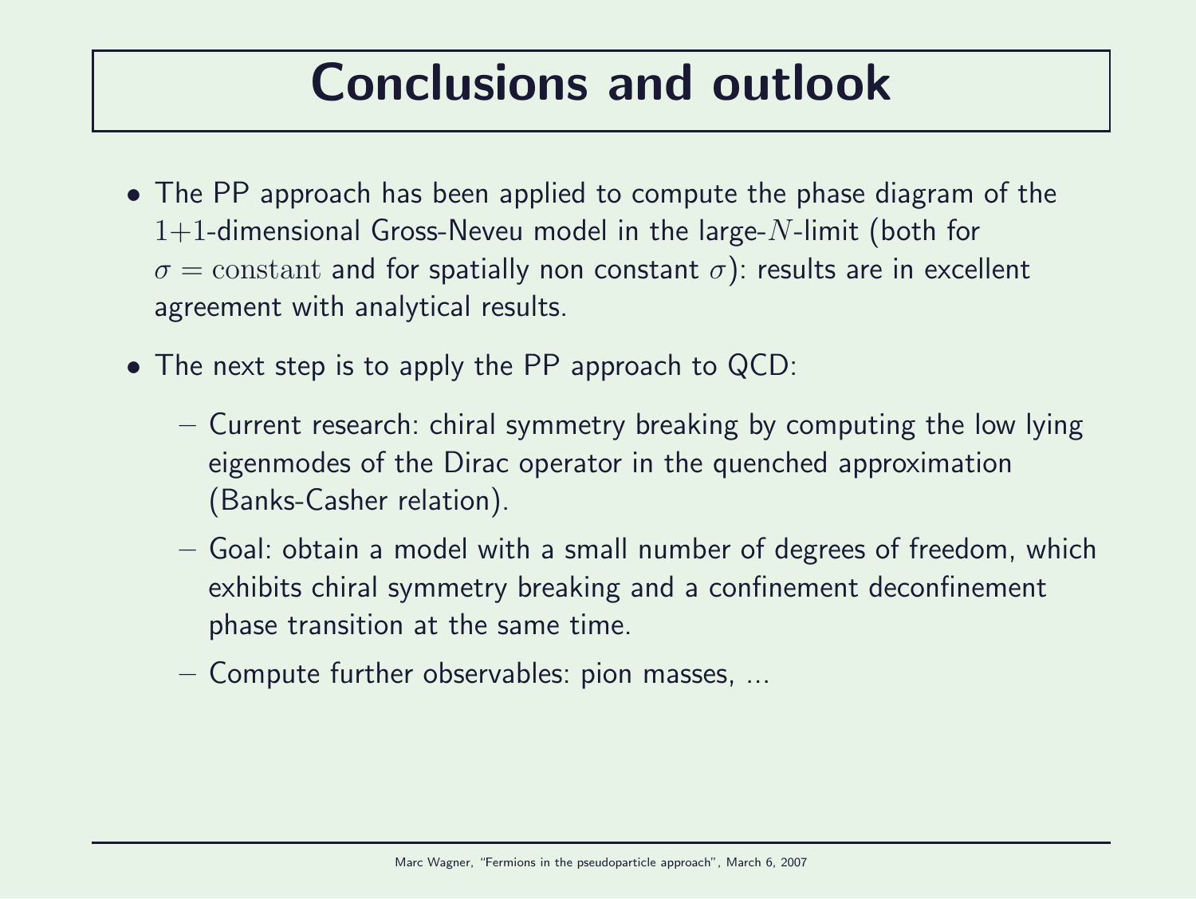# Conclusions and outlook

- The PP approach has been applied to compute the phase diagram of the $1+1$-dimensional Gross-Neveu model in the large-$N$-limit (both for $\sigma = \mathrm{constant}$ and for spatially non constant $\sigma$): results are in excellent agreement with analytical results.
- The next step is to apply the PP approach to QCD:
  - Current research: chiral symmetry breaking by computing the low lying eigenmodes of the Dirac operator in the quenched approximation (Banks-Casher relation).
  - Goal: obtain a model with a small number of degrees of freedom, which exhibits chiral symmetry breaking and a confinement deconfinement phase transition at the same time.
  - Compute further observables: pion masses, ...